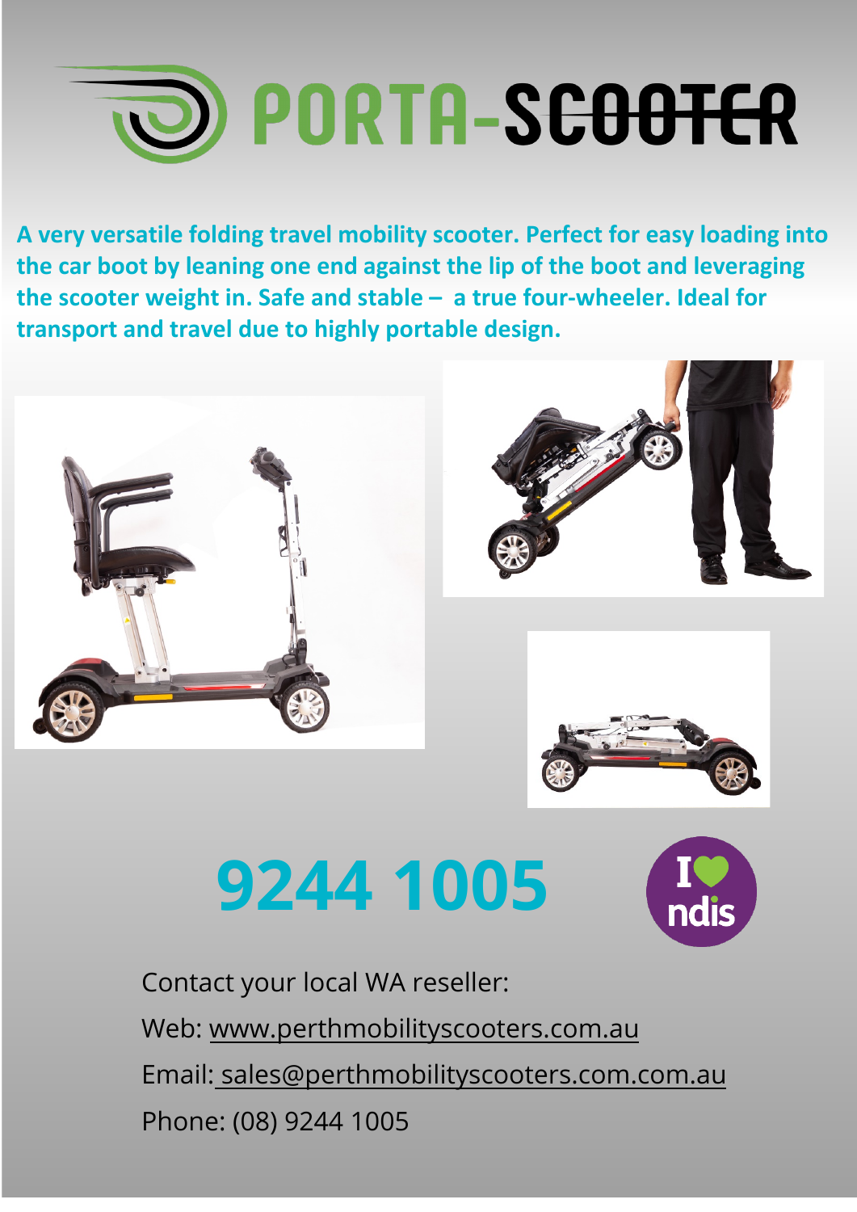# PORTA-SCOOTER

**A very versatile folding travel mobility scooter. Perfect for easy loading into the car boot by leaning one end against the lip of the boot and leveraging the scooter weight in. Safe and stable – a true four-wheeler. Ideal for transport and travel due to highly portable design.**

# 9244 1005

I ♥ ndis

Contact your local WA reseller:

Web: www.perthmobilityscooters.com.au

Email: sales@perthmobilityscooters.com.com.au

Phone: (08) 9244 1005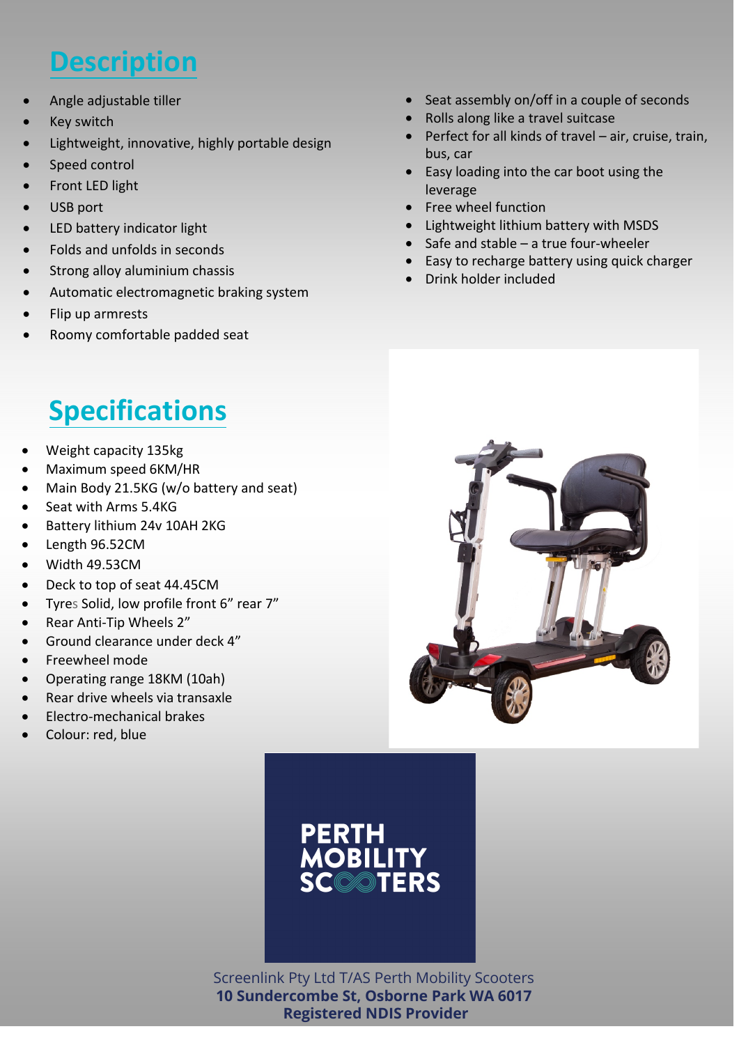## Description

- Angle adjustable tiller
- Key switch
- Lightweight, innovative, highly portable design
- Speed control
- Front LED light
- USB port
- LED battery indicator light
- Folds and unfolds in seconds
- Strong alloy aluminium chassis
- Automatic electromagnetic braking system
- Flip up armrests
- Roomy comfortable padded seat
- Seat assembly on/off in a couple of seconds
- Rolls along like a travel suitcase
- Perfect for all kinds of travel – air, cruise, train, bus, car
- Easy loading into the car boot using the leverage
- Free wheel function
- Lightweight lithium battery with MSDS
- Safe and stable – a true four-wheeler
- Easy to recharge battery using quick charger
- Drink holder included

## Specifications

- Weight capacity 135kg
- Maximum speed 6KM/HR
- Main Body 21.5KG (w/o battery and seat)
- Seat with Arms 5.4KG
- Battery lithium 24v 10AH 2KG
- Length 96.52CM
- Width 49.53CM
- Deck to top of seat 44.45CM
- Tyres Solid, low profile front 6” rear 7”
- Rear Anti-Tip Wheels 2”
- Ground clearance under deck 4”
- Freewheel mode
- Operating range 18KM (10ah)
- Rear drive wheels via transaxle
- Electro-mechanical brakes
- Colour: red, blue

PERTH MOBILITY SCOOTERS

Screenlink Pty Ltd T/AS Perth Mobility Scooters
**10 Sundercombe St, Osborne Park WA 6017**
**Registered NDIS Provider**